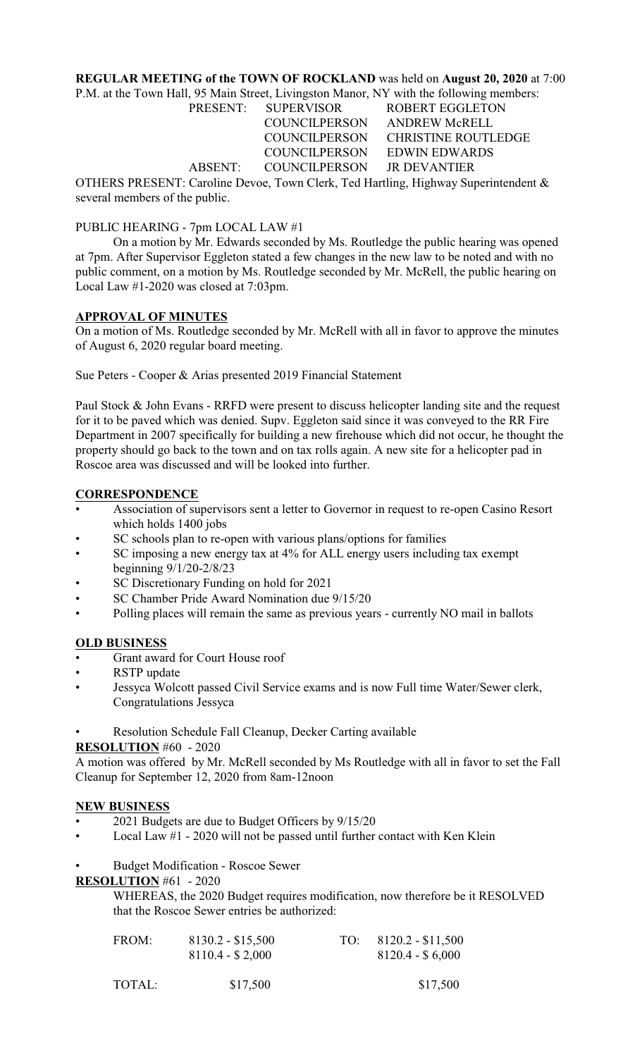**REGULAR MEETING of the TOWN OF ROCKLAND** was held on **August 20, 2020** at 7:00 P.M. at the Town Hall, 95 Main Street, Livingston Manor, NY with the following members:

| | | |
|---|---|---|
| PRESENT: | SUPERVISOR | ROBERT EGGLETON |
| | COUNCILPERSON | ANDREW McRELL |
| | COUNCILPERSON | CHRISTINE ROUTLEDGE |
| | COUNCILPERSON | EDWIN EDWARDS |
| ABSENT: | COUNCILPERSON | JR DEVANTIER |

OTHERS PRESENT: Caroline Devoe, Town Clerk, Ted Hartling, Highway Superintendent & several members of the public.

PUBLIC HEARING - 7pm LOCAL LAW #1

On a motion by Mr. Edwards seconded by Ms. Routledge the public hearing was opened at 7pm. After Supervisor Eggleton stated a few changes in the new law to be noted and with no public comment, on a motion by Ms. Routledge seconded by Mr. McRell, the public hearing on Local Law #1-2020 was closed at 7:03pm.

**APPROVAL OF MINUTES**

On a motion of Ms. Routledge seconded by Mr. McRell with all in favor to approve the minutes of August 6, 2020 regular board meeting.

Sue Peters - Cooper & Arias presented 2019 Financial Statement

Paul Stock & John Evans - RRFD were present to discuss helicopter landing site and the request for it to be paved which was denied. Supv. Eggleton said since it was conveyed to the RR Fire Department in 2007 specifically for building a new firehouse which did not occur, he thought the property should go back to the town and on tax rolls again. A new site for a helicopter pad in Roscoe area was discussed and will be looked into further.

**CORRESPONDENCE**

- Association of supervisors sent a letter to Governor in request to re-open Casino Resort which holds 1400 jobs
- SC schools plan to re-open with various plans/options for families
- SC imposing a new energy tax at 4% for ALL energy users including tax exempt beginning 9/1/20-2/8/23
- SC Discretionary Funding on hold for 2021
- SC Chamber Pride Award Nomination due 9/15/20
- Polling places will remain the same as previous years - currently NO mail in ballots

**OLD BUSINESS**

- Grant award for Court House roof
- RSTP update
- Jessyca Wolcott passed Civil Service exams and is now Full time Water/Sewer clerk, Congratulations Jessyca
- Resolution Schedule Fall Cleanup, Decker Carting available

**RESOLUTION** #60 - 2020

A motion was offered by Mr. McRell seconded by Ms Routledge with all in favor to set the Fall Cleanup for September 12, 2020 from 8am-12noon

**NEW BUSINESS**

- 2021 Budgets are due to Budget Officers by 9/15/20
- Local Law #1 - 2020 will not be passed until further contact with Ken Klein
- Budget Modification - Roscoe Sewer

**RESOLUTION** #61 - 2020

WHEREAS, the 2020 Budget requires modification, now therefore be it RESOLVED that the Roscoe Sewer entries be authorized:

| | | | |
|---|---|---|---|
| FROM: | 8130.2 - \$15,500 | TO: | 8120.2 - \$11,500 |
| | 8110.4 - \$ 2,000 | | 8120.4 - \$ 6,000 |
| TOTAL: | \$17,500 | | \$17,500 |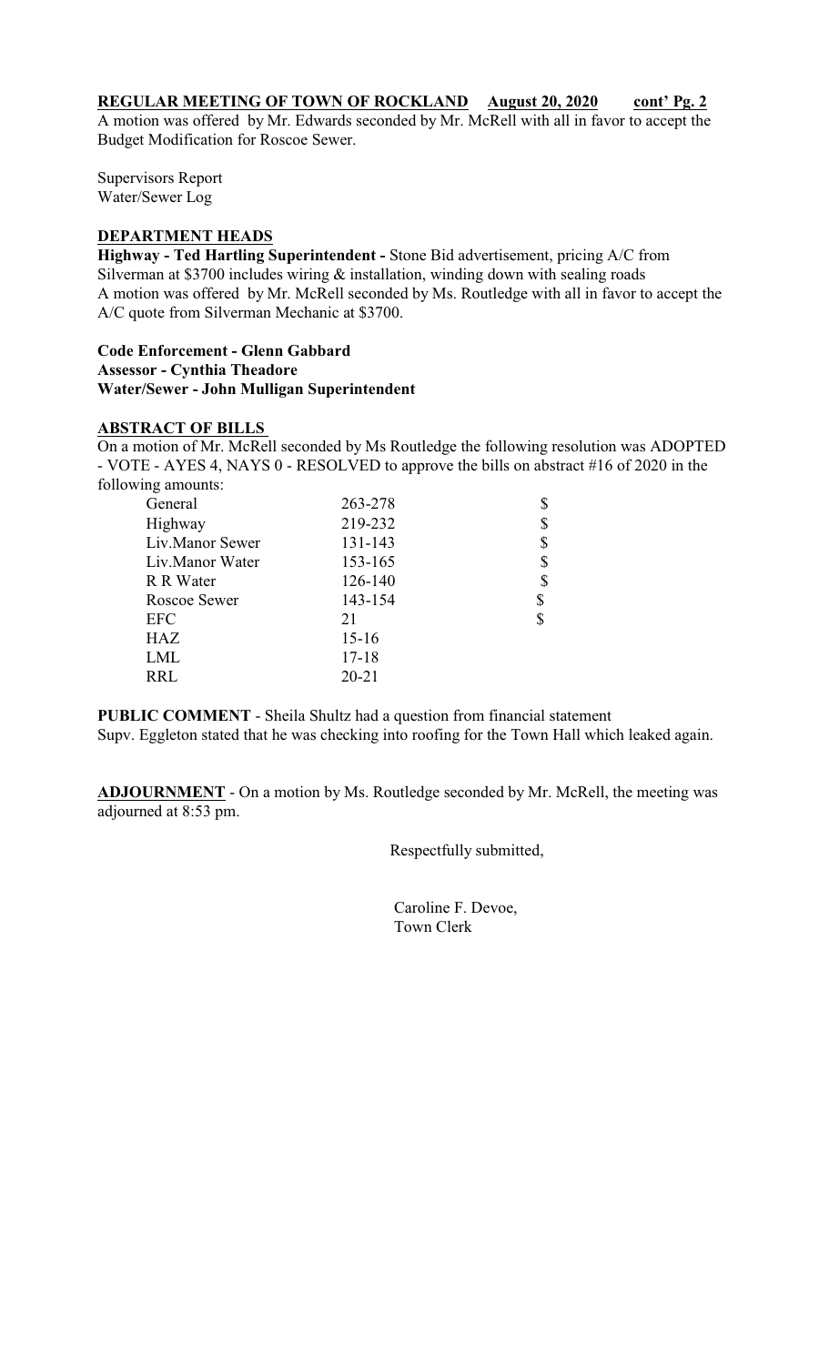**REGULAR MEETING OF TOWN OF ROCKLAND August 20, 2020 cont' Pg. 2**

A motion was offered by Mr. Edwards seconded by Mr. McRell with all in favor to accept the Budget Modification for Roscoe Sewer.

Supervisors Report
Water/Sewer Log

## DEPARTMENT HEADS

**Highway - Ted Hartling Superintendent -** Stone Bid advertisement, pricing A/C from Silverman at $3700 includes wiring & installation, winding down with sealing roads
A motion was offered by Mr. McRell seconded by Ms. Routledge with all in favor to accept the A/C quote from Silverman Mechanic at $3700.

**Code Enforcement - Glenn Gabbard**
**Assessor - Cynthia Theadore**
**Water/Sewer - John Mulligan Superintendent**

## ABSTRACT OF BILLS

On a motion of Mr. McRell seconded by Ms Routledge the following resolution was ADOPTED - VOTE - AYES 4, NAYS 0 - RESOLVED to approve the bills on abstract #16 of 2020 in the following amounts:

| | | |
|---|---|---|
| General | 263-278 | $ |
| Highway | 219-232 | $ |
| Liv.Manor Sewer | 131-143 | $ |
| Liv.Manor Water | 153-165 | $ |
| R R Water | 126-140 | $ |
| Roscoe Sewer | 143-154 | $ |
| EFC | 21 | $ |
| HAZ | 15-16 | |
| LML | 17-18 | |
| RRL | 20-21 | |

**PUBLIC COMMENT** - Sheila Shultz had a question from financial statement
Supv. Eggleton stated that he was checking into roofing for the Town Hall which leaked again.

**ADJOURNMENT** - On a motion by Ms. Routledge seconded by Mr. McRell, the meeting was adjourned at 8:53 pm.

Respectfully submitted,

Caroline F. Devoe,
Town Clerk